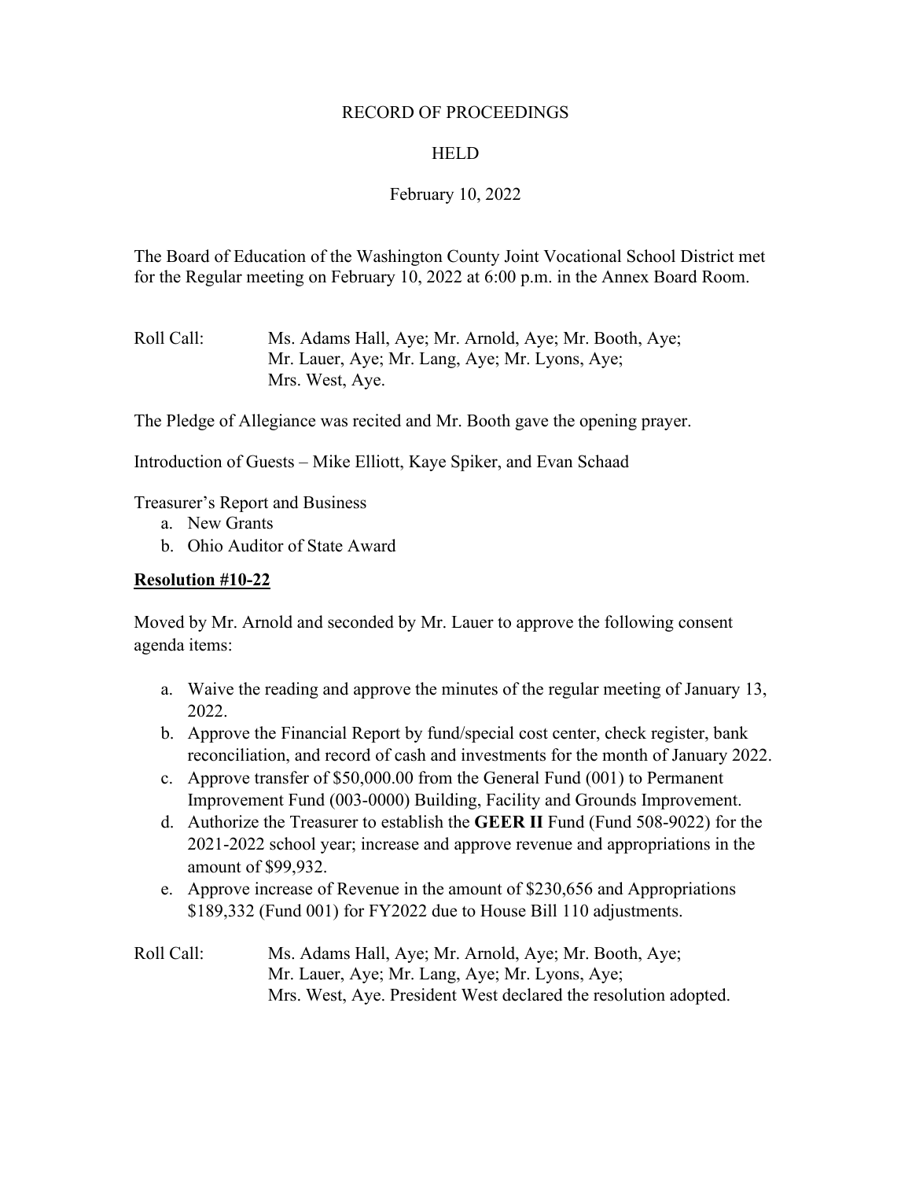# RECORD OF PROCEEDINGS

## HELD

February 10, 2022

The Board of Education of the Washington County Joint Vocational School District met for the Regular meeting on February 10, 2022 at 6:00 p.m. in the Annex Board Room.

Roll Call: Ms. Adams Hall, Aye; Mr. Arnold, Aye; Mr. Booth, Aye; Mr. Lauer, Aye; Mr. Lang, Aye; Mr. Lyons, Aye; Mrs. West, Aye.

The Pledge of Allegiance was recited and Mr. Booth gave the opening prayer.

Introduction of Guests – Mike Elliott, Kaye Spiker, and Evan Schaad

Treasurer's Report and Business

a. New Grants
b. Ohio Auditor of State Award

**Resolution #10-22**

Moved by Mr. Arnold and seconded by Mr. Lauer to approve the following consent agenda items:

a. Waive the reading and approve the minutes of the regular meeting of January 13, 2022.
b. Approve the Financial Report by fund/special cost center, check register, bank reconciliation, and record of cash and investments for the month of January 2022.
c. Approve transfer of $50,000.00 from the General Fund (001) to Permanent Improvement Fund (003-0000) Building, Facility and Grounds Improvement.
d. Authorize the Treasurer to establish the **GEER II** Fund (Fund 508-9022) for the 2021-2022 school year; increase and approve revenue and appropriations in the amount of $99,932.
e. Approve increase of Revenue in the amount of $230,656 and Appropriations $189,332 (Fund 001) for FY2022 due to House Bill 110 adjustments.

Roll Call: Ms. Adams Hall, Aye; Mr. Arnold, Aye; Mr. Booth, Aye; Mr. Lauer, Aye; Mr. Lang, Aye; Mr. Lyons, Aye; Mrs. West, Aye. President West declared the resolution adopted.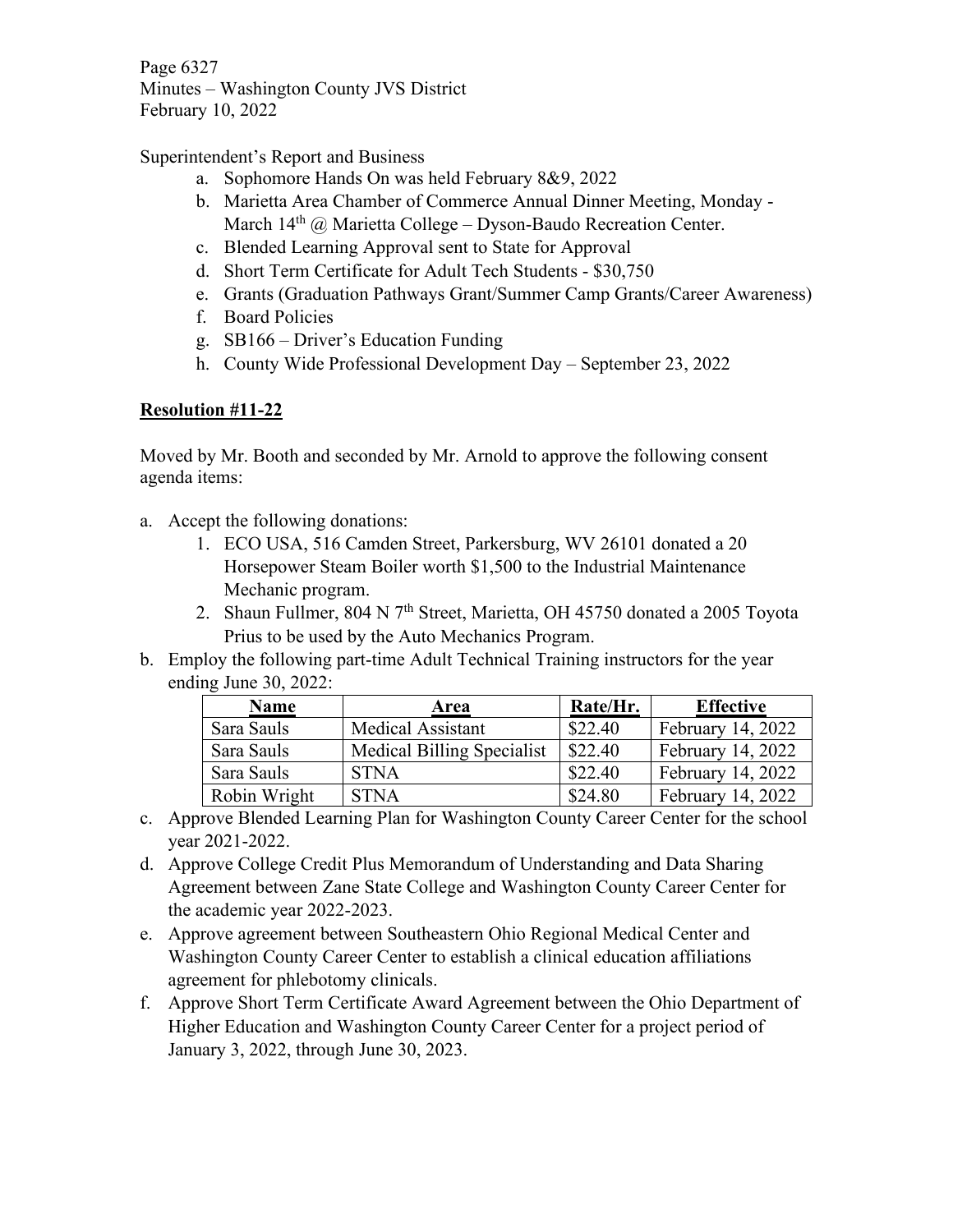Superintendent's Report and Business

a. Sophomore Hands On was held February 8&9, 2022
b. Marietta Area Chamber of Commerce Annual Dinner Meeting, Monday - March 14th @ Marietta College – Dyson-Baudo Recreation Center.
c. Blended Learning Approval sent to State for Approval
d. Short Term Certificate for Adult Tech Students - $30,750
e. Grants (Graduation Pathways Grant/Summer Camp Grants/Career Awareness)
f. Board Policies
g. SB166 – Driver's Education Funding
h. County Wide Professional Development Day – September 23, 2022

**Resolution #11-22**

Moved by Mr. Booth and seconded by Mr. Arnold to approve the following consent agenda items:

a. Accept the following donations:
   1. ECO USA, 516 Camden Street, Parkersburg, WV 26101 donated a 20 Horsepower Steam Boiler worth $1,500 to the Industrial Maintenance Mechanic program.
   2. Shaun Fullmer, 804 N 7th Street, Marietta, OH 45750 donated a 2005 Toyota Prius to be used by the Auto Mechanics Program.
b. Employ the following part-time Adult Technical Training instructors for the year ending June 30, 2022:

| Name | Area | Rate/Hr. | Effective |
|---|---|---|---|
| Sara Sauls | Medical Assistant | $22.40 | February 14, 2022 |
| Sara Sauls | Medical Billing Specialist | $22.40 | February 14, 2022 |
| Sara Sauls | STNA | $22.40 | February 14, 2022 |
| Robin Wright | STNA | $24.80 | February 14, 2022 |

c. Approve Blended Learning Plan for Washington County Career Center for the school year 2021-2022.
d. Approve College Credit Plus Memorandum of Understanding and Data Sharing Agreement between Zane State College and Washington County Career Center for the academic year 2022-2023.
e. Approve agreement between Southeastern Ohio Regional Medical Center and Washington County Career Center to establish a clinical education affiliations agreement for phlebotomy clinicals.
f. Approve Short Term Certificate Award Agreement between the Ohio Department of Higher Education and Washington County Career Center for a project period of January 3, 2022, through June 30, 2023.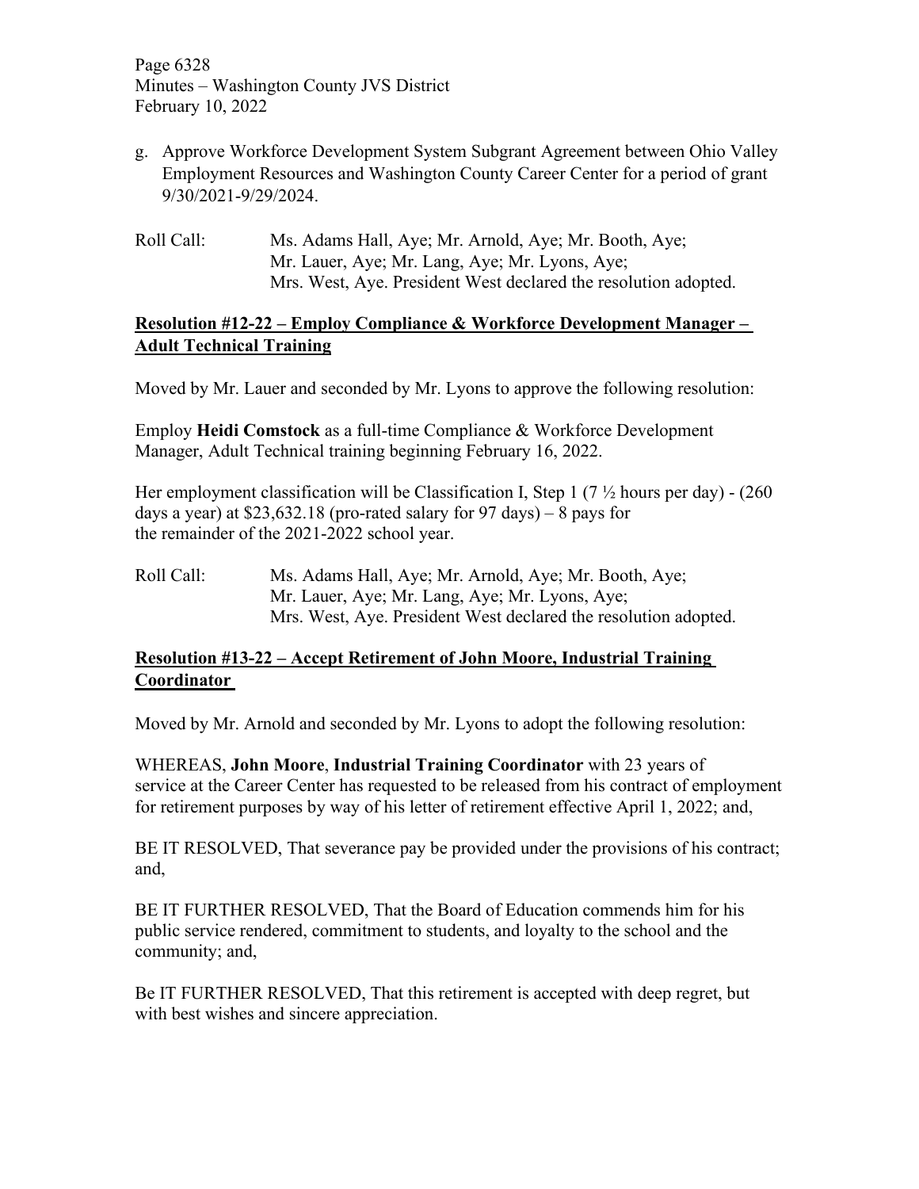g. Approve Workforce Development System Subgrant Agreement between Ohio Valley Employment Resources and Washington County Career Center for a period of grant 9/30/2021-9/29/2024.

Roll Call: Ms. Adams Hall, Aye; Mr. Arnold, Aye; Mr. Booth, Aye; Mr. Lauer, Aye; Mr. Lang, Aye; Mr. Lyons, Aye; Mrs. West, Aye. President West declared the resolution adopted.

**Resolution #12-22 – Employ Compliance & Workforce Development Manager – Adult Technical Training**

Moved by Mr. Lauer and seconded by Mr. Lyons to approve the following resolution:

Employ **Heidi Comstock** as a full-time Compliance & Workforce Development Manager, Adult Technical training beginning February 16, 2022.

Her employment classification will be Classification I, Step 1 (7 ½ hours per day) - (260 days a year) at $23,632.18 (pro-rated salary for 97 days) – 8 pays for the remainder of the 2021-2022 school year.

Roll Call: Ms. Adams Hall, Aye; Mr. Arnold, Aye; Mr. Booth, Aye; Mr. Lauer, Aye; Mr. Lang, Aye; Mr. Lyons, Aye; Mrs. West, Aye. President West declared the resolution adopted.

**Resolution #13-22 – Accept Retirement of John Moore, Industrial Training Coordinator**

Moved by Mr. Arnold and seconded by Mr. Lyons to adopt the following resolution:

WHEREAS, **John Moore**, **Industrial Training Coordinator** with 23 years of service at the Career Center has requested to be released from his contract of employment for retirement purposes by way of his letter of retirement effective April 1, 2022; and,

BE IT RESOLVED, That severance pay be provided under the provisions of his contract; and,

BE IT FURTHER RESOLVED, That the Board of Education commends him for his public service rendered, commitment to students, and loyalty to the school and the community; and,

Be IT FURTHER RESOLVED, That this retirement is accepted with deep regret, but with best wishes and sincere appreciation.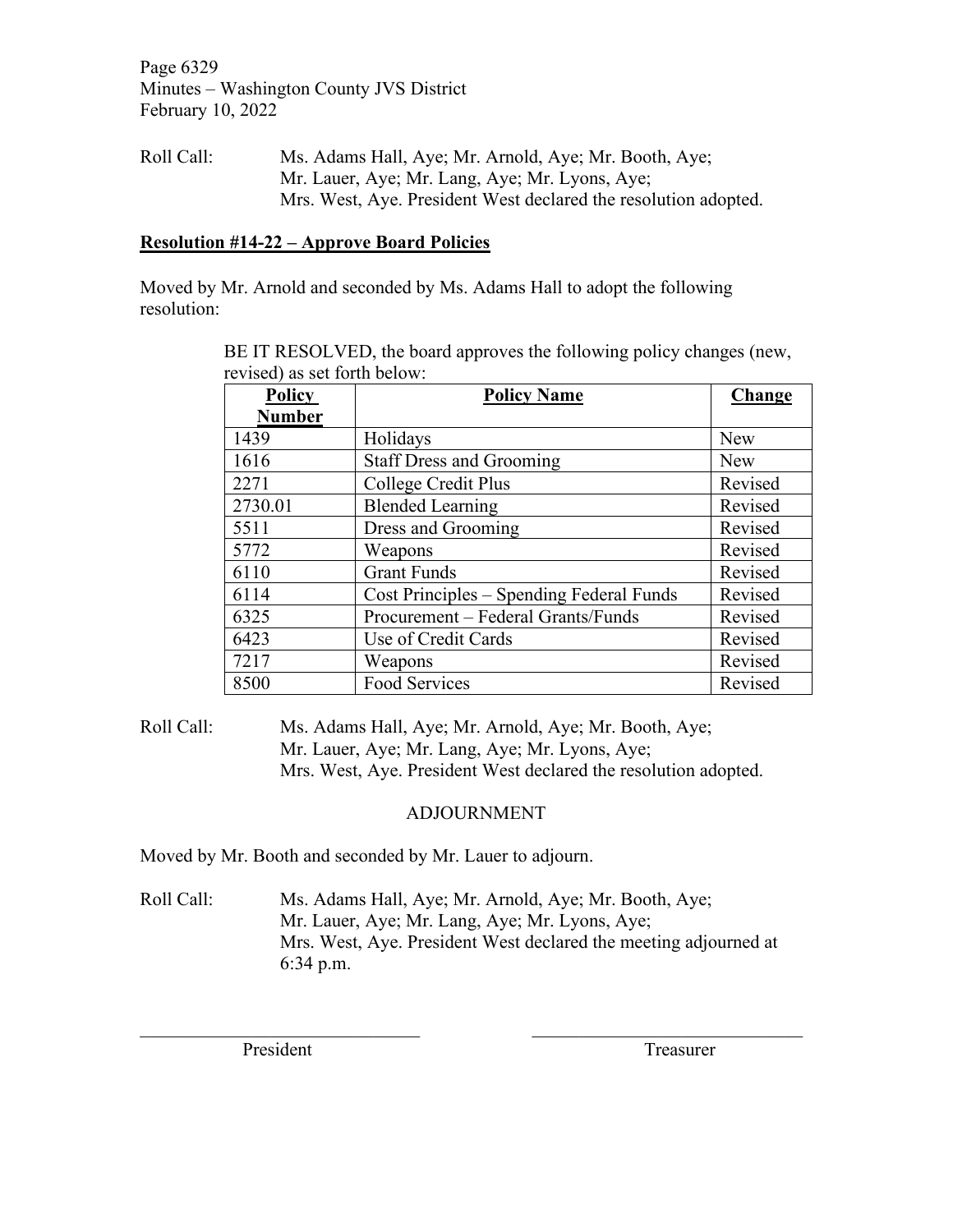Roll Call: Ms. Adams Hall, Aye; Mr. Arnold, Aye; Mr. Booth, Aye; Mr. Lauer, Aye; Mr. Lang, Aye; Mr. Lyons, Aye; Mrs. West, Aye. President West declared the resolution adopted.

**Resolution #14-22 – Approve Board Policies**

Moved by Mr. Arnold and seconded by Ms. Adams Hall to adopt the following resolution:

BE IT RESOLVED, the board approves the following policy changes (new, revised) as set forth below:

| Policy Number | Policy Name | Change |
|---|---|---|
| 1439 | Holidays | New |
| 1616 | Staff Dress and Grooming | New |
| 2271 | College Credit Plus | Revised |
| 2730.01 | Blended Learning | Revised |
| 5511 | Dress and Grooming | Revised |
| 5772 | Weapons | Revised |
| 6110 | Grant Funds | Revised |
| 6114 | Cost Principles – Spending Federal Funds | Revised |
| 6325 | Procurement – Federal Grants/Funds | Revised |
| 6423 | Use of Credit Cards | Revised |
| 7217 | Weapons | Revised |
| 8500 | Food Services | Revised |

Roll Call: Ms. Adams Hall, Aye; Mr. Arnold, Aye; Mr. Booth, Aye; Mr. Lauer, Aye; Mr. Lang, Aye; Mr. Lyons, Aye; Mrs. West, Aye. President West declared the resolution adopted.

## ADJOURNMENT

Moved by Mr. Booth and seconded by Mr. Lauer to adjourn.

Roll Call: Ms. Adams Hall, Aye; Mr. Arnold, Aye; Mr. Booth, Aye; Mr. Lauer, Aye; Mr. Lang, Aye; Mr. Lyons, Aye; Mrs. West, Aye. President West declared the meeting adjourned at 6:34 p.m.

\_\_\_\_\_\_\_\_\_\_\_\_\_\_\_\_\_\_\_\_\_\_\_\_\_\_\_\_\_\_ President

\_\_\_\_\_\_\_\_\_\_\_\_\_\_\_\_\_\_\_\_\_\_\_\_\_\_\_\_\_\_ Treasurer